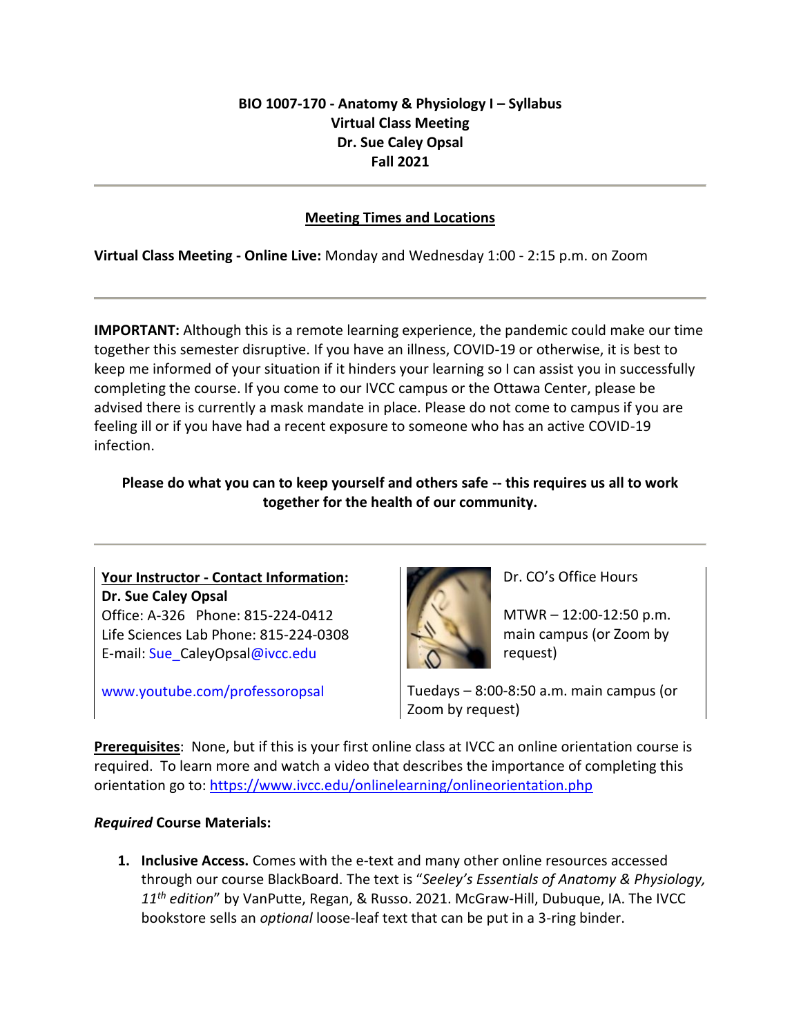**BIO 1007-170 - Anatomy & Physiology I – Syllabus**
**Virtual Class Meeting**
**Dr. Sue Caley Opsal**
**Fall 2021**

---

## Meeting Times and Locations

**Virtual Class Meeting - Online Live:** Monday and Wednesday 1:00 - 2:15 p.m. on Zoom

---

**IMPORTANT:** Although this is a remote learning experience, the pandemic could make our time together this semester disruptive. If you have an illness, COVID-19 or otherwise, it is best to keep me informed of your situation if it hinders your learning so I can assist you in successfully completing the course. If you come to our IVCC campus or the Ottawa Center, please be advised there is currently a mask mandate in place. Please do not come to campus if you are feeling ill or if you have had a recent exposure to someone who has an active COVID-19 infection.

**Please do what you can to keep yourself and others safe -- this requires us all to work together for the health of our community.**

---

**Your Instructor - Contact Information:**
**Dr. Sue Caley Opsal**
Office: A-326 Phone: 815-224-0412
Life Sciences Lab Phone: 815-224-0308
E-mail: Sue_CaleyOpsal@ivcc.edu

www.youtube.com/professoropsal

Dr. CO's Office Hours

MTWR – 12:00-12:50 p.m. main campus (or Zoom by request)

Tuedays – 8:00-8:50 a.m. main campus (or Zoom by request)

**Prerequisites**: None, but if this is your first online class at IVCC an online orientation course is required. To learn more and watch a video that describes the importance of completing this orientation go to: https://www.ivcc.edu/onlinelearning/onlineorientation.php

***Required* Course Materials:**

1. **Inclusive Access.** Comes with the e-text and many other online resources accessed through our course BlackBoard. The text is "*Seeley's Essentials of Anatomy & Physiology, 11th edition*" by VanPutte, Regan, & Russo. 2021. McGraw-Hill, Dubuque, IA. The IVCC bookstore sells an *optional* loose-leaf text that can be put in a 3-ring binder.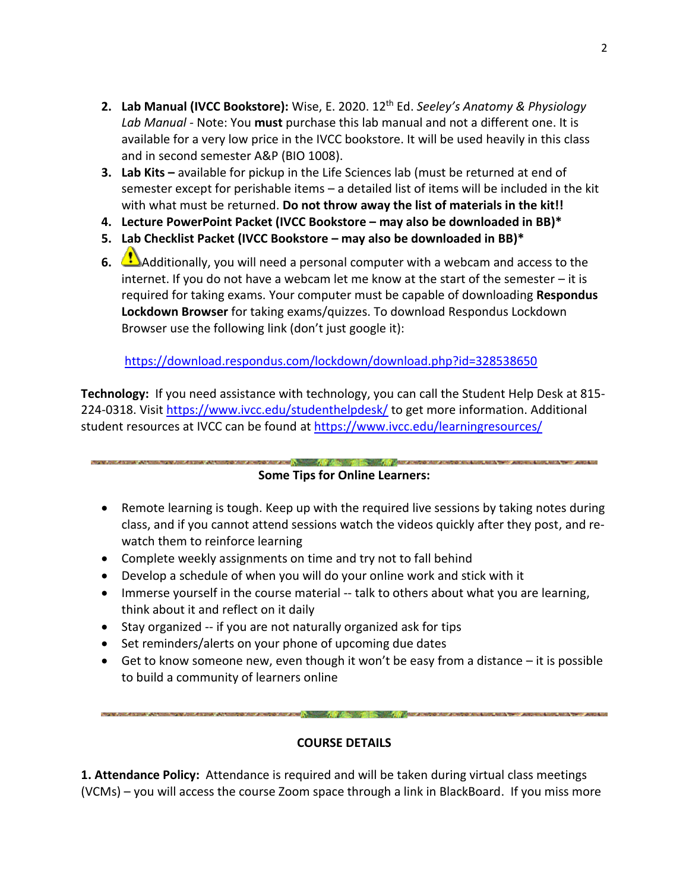2. **Lab Manual (IVCC Bookstore):** Wise, E. 2020. 12th Ed. *Seeley's Anatomy & Physiology Lab Manual* - Note: You **must** purchase this lab manual and not a different one. It is available for a very low price in the IVCC bookstore. It will be used heavily in this class and in second semester A&P (BIO 1008).
3. **Lab Kits –** available for pickup in the Life Sciences lab (must be returned at end of semester except for perishable items – a detailed list of items will be included in the kit with what must be returned. **Do not throw away the list of materials in the kit!!**
4. **Lecture PowerPoint Packet (IVCC Bookstore – may also be downloaded in BB)***
5. **Lab Checklist Packet (IVCC Bookstore – may also be downloaded in BB)***
6. ⚠ Additionally, you will need a personal computer with a webcam and access to the internet. If you do not have a webcam let me know at the start of the semester – it is required for taking exams. Your computer must be capable of downloading **Respondus Lockdown Browser** for taking exams/quizzes. To download Respondus Lockdown Browser use the following link (don't just google it):

   https://download.respondus.com/lockdown/download.php?id=328538650

**Technology:** If you need assistance with technology, you can call the Student Help Desk at 815-224-0318. Visit https://www.ivcc.edu/studenthelpdesk/ to get more information. Additional student resources at IVCC can be found at https://www.ivcc.edu/learningresources/

---

**Some Tips for Online Learners:**

- Remote learning is tough. Keep up with the required live sessions by taking notes during class, and if you cannot attend sessions watch the videos quickly after they post, and re-watch them to reinforce learning
- Complete weekly assignments on time and try not to fall behind
- Develop a schedule of when you will do your online work and stick with it
- Immerse yourself in the course material -- talk to others about what you are learning, think about it and reflect on it daily
- Stay organized -- if you are not naturally organized ask for tips
- Set reminders/alerts on your phone of upcoming due dates
- Get to know someone new, even though it won't be easy from a distance – it is possible to build a community of learners online

---

## COURSE DETAILS

**1. Attendance Policy:** Attendance is required and will be taken during virtual class meetings (VCMs) – you will access the course Zoom space through a link in BlackBoard. If you miss more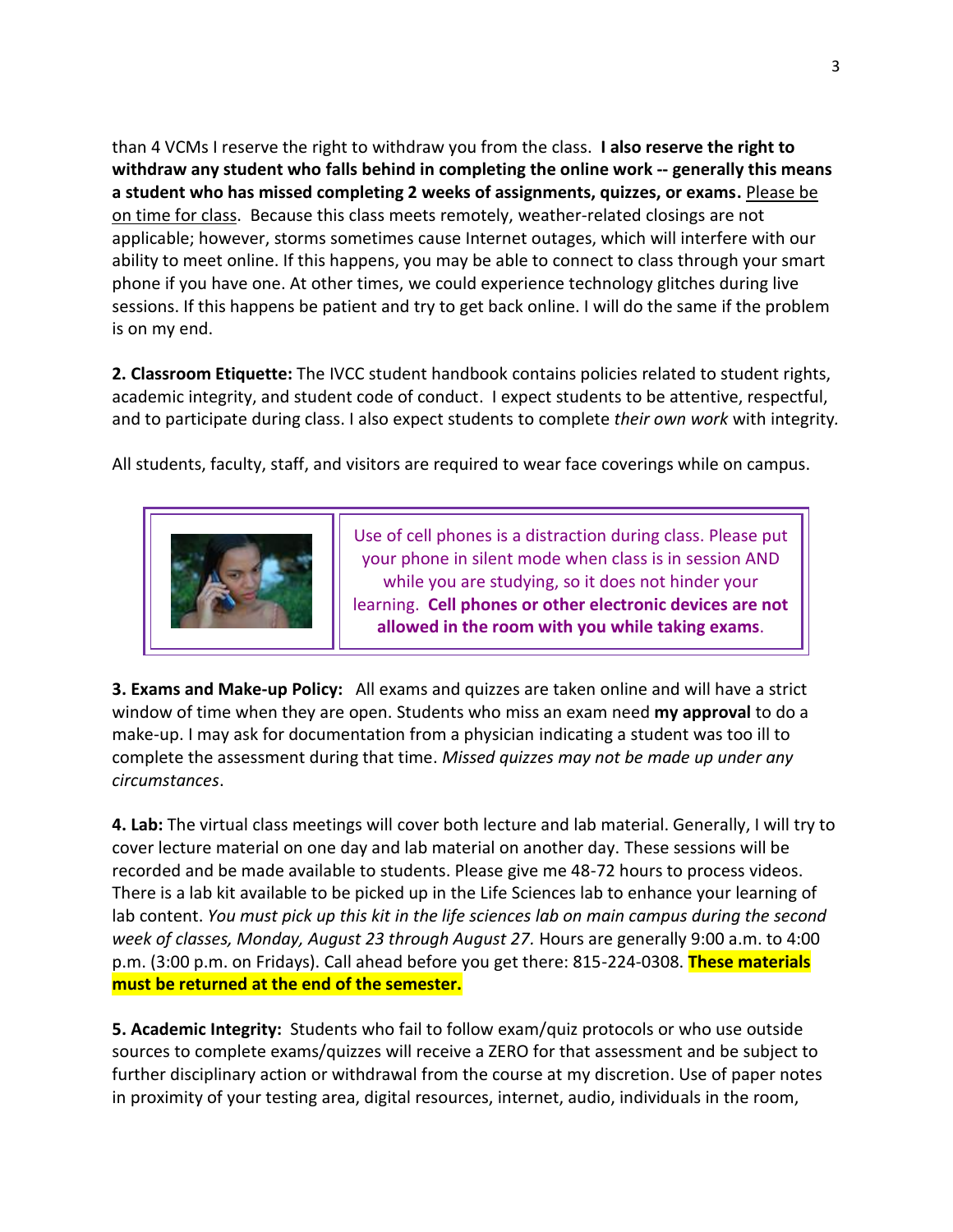than 4 VCMs I reserve the right to withdraw you from the class. **I also reserve the right to withdraw any student who falls behind in completing the online work -- generally this means a student who has missed completing 2 weeks of assignments, quizzes, or exams.** <u>Please be on time for class</u>. Because this class meets remotely, weather-related closings are not applicable; however, storms sometimes cause Internet outages, which will interfere with our ability to meet online. If this happens, you may be able to connect to class through your smart phone if you have one. At other times, we could experience technology glitches during live sessions. If this happens be patient and try to get back online. I will do the same if the problem is on my end.

**2. Classroom Etiquette:** The IVCC student handbook contains policies related to student rights, academic integrity, and student code of conduct. I expect students to be attentive, respectful, and to participate during class. I also expect students to complete *their own work* with integrity.

All students, faculty, staff, and visitors are required to wear face coverings while on campus.

Use of cell phones is a distraction during class. Please put your phone in silent mode when class is in session AND while you are studying, so it does not hinder your learning. **Cell phones or other electronic devices are not allowed in the room with you while taking exams**.

**3. Exams and Make-up Policy:** All exams and quizzes are taken online and will have a strict window of time when they are open. Students who miss an exam need **my approval** to do a make-up. I may ask for documentation from a physician indicating a student was too ill to complete the assessment during that time. *Missed quizzes may not be made up under any circumstances*.

**4. Lab:** The virtual class meetings will cover both lecture and lab material. Generally, I will try to cover lecture material on one day and lab material on another day. These sessions will be recorded and be made available to students. Please give me 48-72 hours to process videos. There is a lab kit available to be picked up in the Life Sciences lab to enhance your learning of lab content. *You must pick up this kit in the life sciences lab on main campus during the second week of classes, Monday, August 23 through August 27.* Hours are generally 9:00 a.m. to 4:00 p.m. (3:00 p.m. on Fridays). Call ahead before you get there: 815-224-0308. **These materials must be returned at the end of the semester.**

**5. Academic Integrity:** Students who fail to follow exam/quiz protocols or who use outside sources to complete exams/quizzes will receive a ZERO for that assessment and be subject to further disciplinary action or withdrawal from the course at my discretion. Use of paper notes in proximity of your testing area, digital resources, internet, audio, individuals in the room,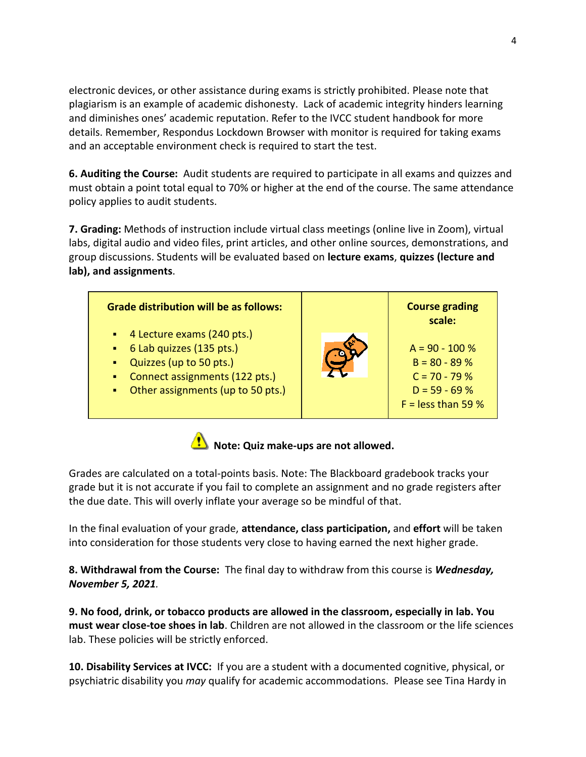electronic devices, or other assistance during exams is strictly prohibited. Please note that plagiarism is an example of academic dishonesty. Lack of academic integrity hinders learning and diminishes ones' academic reputation. Refer to the IVCC student handbook for more details. Remember, Respondus Lockdown Browser with monitor is required for taking exams and an acceptable environment check is required to start the test.

**6. Auditing the Course:** Audit students are required to participate in all exams and quizzes and must obtain a point total equal to 70% or higher at the end of the course. The same attendance policy applies to audit students.

**7. Grading:** Methods of instruction include virtual class meetings (online live in Zoom), virtual labs, digital audio and video files, print articles, and other online sources, demonstrations, and group discussions. Students will be evaluated based on **lecture exams**, **quizzes (lecture and lab), and assignments**.

| **Grade distribution will be as follows:** | | **Course grading scale:** |
|---|---|---|
| ▪ 4 Lecture exams (240 pts.)<br>▪ 6 Lab quizzes (135 pts.)<br>▪ Quizzes (up to 50 pts.)<br>▪ Connect assignments (122 pts.)<br>▪ Other assignments (up to 50 pts.) | | A = 90 - 100 %<br>B = 80 - 89 %<br>C = 70 - 79 %<br>D = 59 - 69 %<br>F = less than 59 % |

**Note: Quiz make-ups are not allowed.**

Grades are calculated on a total-points basis. Note: The Blackboard gradebook tracks your grade but it is not accurate if you fail to complete an assignment and no grade registers after the due date. This will overly inflate your average so be mindful of that.

In the final evaluation of your grade, **attendance, class participation,** and **effort** will be taken into consideration for those students very close to having earned the next higher grade.

**8. Withdrawal from the Course:** The final day to withdraw from this course is ***Wednesday, November 5, 2021****.*

**9. No food, drink, or tobacco products are allowed in the classroom, especially in lab. You must wear close-toe shoes in lab**. Children are not allowed in the classroom or the life sciences lab. These policies will be strictly enforced.

**10. Disability Services at IVCC:** If you are a student with a documented cognitive, physical, or psychiatric disability you *may* qualify for academic accommodations. Please see Tina Hardy in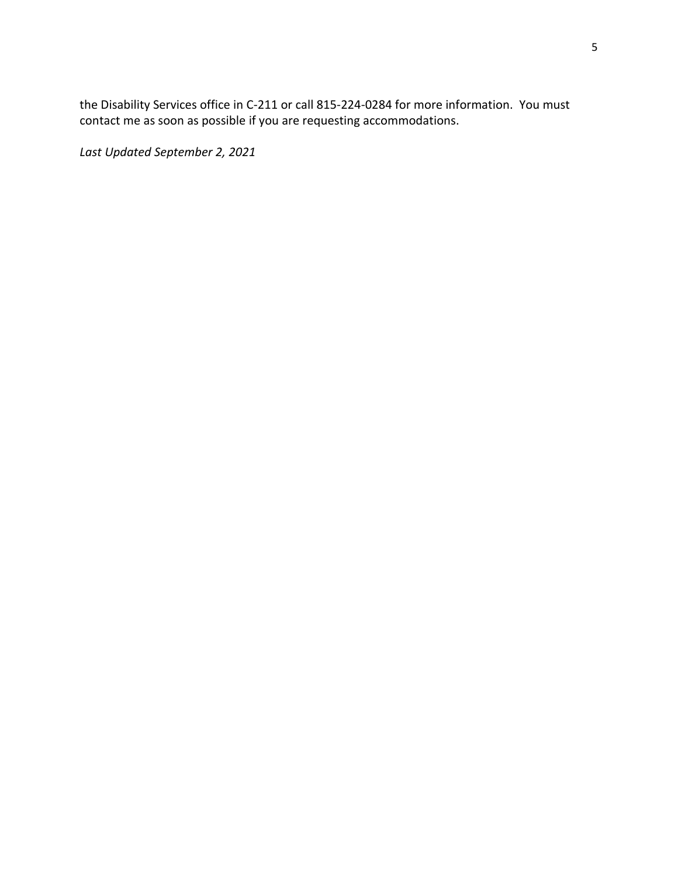the Disability Services office in C-211 or call 815-224-0284 for more information. You must contact me as soon as possible if you are requesting accommodations.

*Last Updated September 2, 2021*